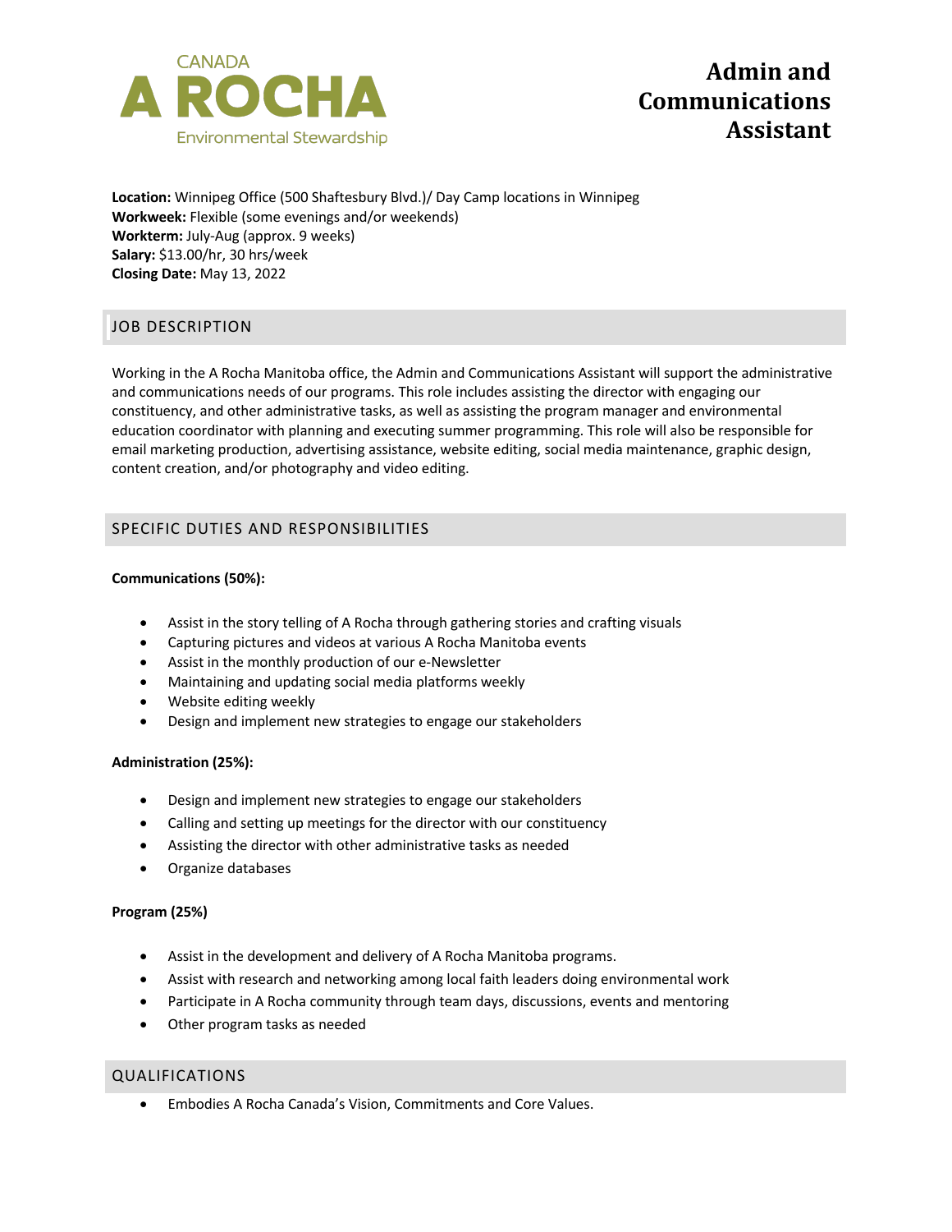CANADA

A ROCHA

Environmental Stewardship

# Admin and Communications Assistant

**Location:** Winnipeg Office (500 Shaftesbury Blvd.)/ Day Camp locations in Winnipeg
**Workweek:** Flexible (some evenings and/or weekends)
**Workterm:** July-Aug (approx. 9 weeks)
**Salary:** $13.00/hr, 30 hrs/week
**Closing Date:** May 13, 2022

## JOB DESCRIPTION

Working in the A Rocha Manitoba office, the Admin and Communications Assistant will support the administrative and communications needs of our programs. This role includes assisting the director with engaging our constituency, and other administrative tasks, as well as assisting the program manager and environmental education coordinator with planning and executing summer programming. This role will also be responsible for email marketing production, advertising assistance, website editing, social media maintenance, graphic design, content creation, and/or photography and video editing.

## SPECIFIC DUTIES AND RESPONSIBILITIES

**Communications (50%):**

- Assist in the story telling of A Rocha through gathering stories and crafting visuals
- Capturing pictures and videos at various A Rocha Manitoba events
- Assist in the monthly production of our e-Newsletter
- Maintaining and updating social media platforms weekly
- Website editing weekly
- Design and implement new strategies to engage our stakeholders

**Administration (25%):**

- Design and implement new strategies to engage our stakeholders
- Calling and setting up meetings for the director with our constituency
- Assisting the director with other administrative tasks as needed
- Organize databases

**Program (25%)**

- Assist in the development and delivery of A Rocha Manitoba programs.
- Assist with research and networking among local faith leaders doing environmental work
- Participate in A Rocha community through team days, discussions, events and mentoring
- Other program tasks as needed

## QUALIFICATIONS

- Embodies A Rocha Canada's Vision, Commitments and Core Values.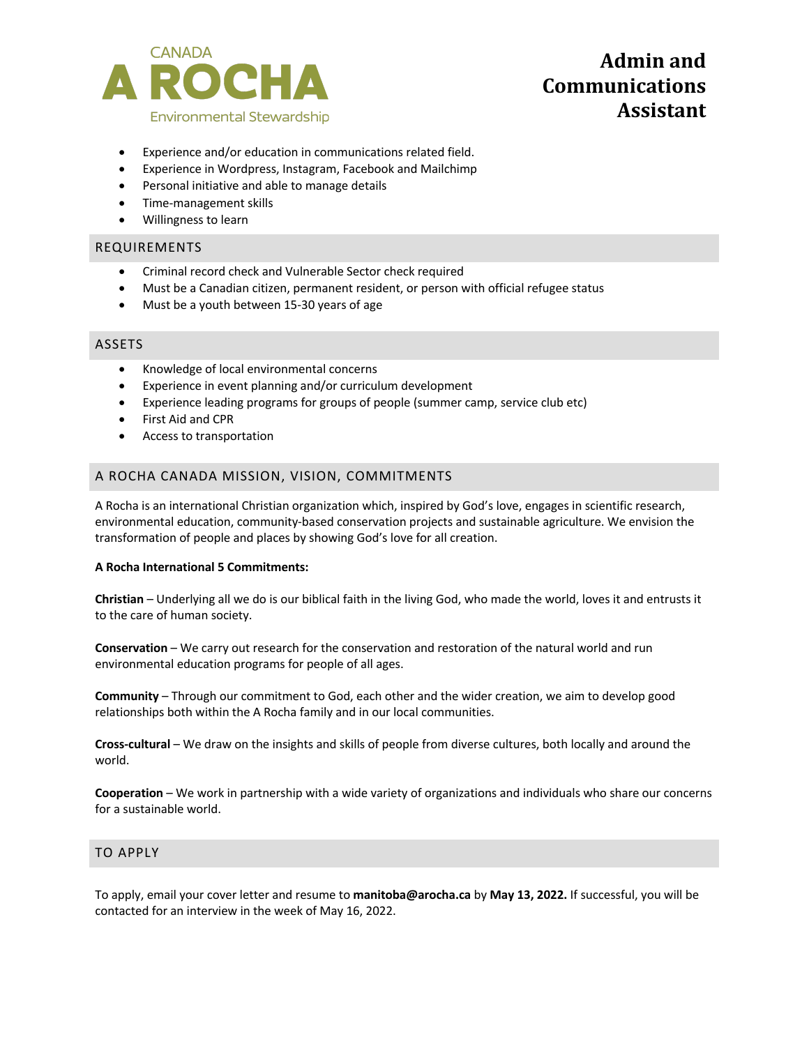- Experience and/or education in communications related field.
- Experience in Wordpress, Instagram, Facebook and Mailchimp
- Personal initiative and able to manage details
- Time-management skills
- Willingness to learn

## REQUIREMENTS

- Criminal record check and Vulnerable Sector check required
- Must be a Canadian citizen, permanent resident, or person with official refugee status
- Must be a youth between 15-30 years of age

## ASSETS

- Knowledge of local environmental concerns
- Experience in event planning and/or curriculum development
- Experience leading programs for groups of people (summer camp, service club etc)
- First Aid and CPR
- Access to transportation

## A ROCHA CANADA MISSION, VISION, COMMITMENTS

A Rocha is an international Christian organization which, inspired by God's love, engages in scientific research, environmental education, community-based conservation projects and sustainable agriculture. We envision the transformation of people and places by showing God's love for all creation.

**A Rocha International 5 Commitments:**

**Christian** – Underlying all we do is our biblical faith in the living God, who made the world, loves it and entrusts it to the care of human society.

**Conservation** – We carry out research for the conservation and restoration of the natural world and run environmental education programs for people of all ages.

**Community** – Through our commitment to God, each other and the wider creation, we aim to develop good relationships both within the A Rocha family and in our local communities.

**Cross-cultural** – We draw on the insights and skills of people from diverse cultures, both locally and around the world.

**Cooperation** – We work in partnership with a wide variety of organizations and individuals who share our concerns for a sustainable world.

## TO APPLY

To apply, email your cover letter and resume to **manitoba@arocha.ca** by **May 13, 2022.** If successful, you will be contacted for an interview in the week of May 16, 2022.